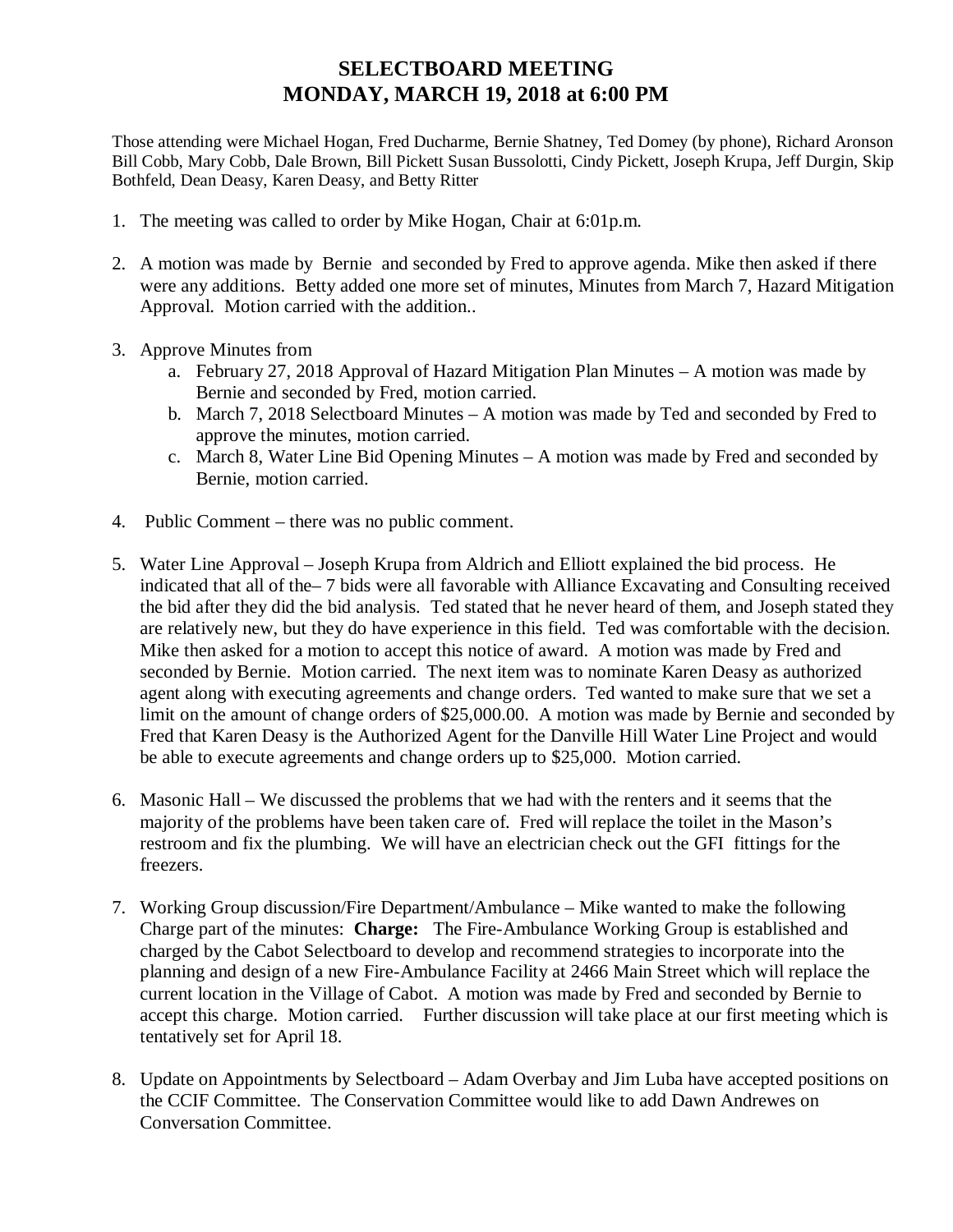# SELECTBOARD MEETING
# MONDAY, MARCH 19, 2018 at 6:00 PM

Those attending were Michael Hogan, Fred Ducharme, Bernie Shatney, Ted Domey (by phone), Richard Aronson Bill Cobb, Mary Cobb, Dale Brown, Bill Pickett Susan Bussolotti, Cindy Pickett, Joseph Krupa, Jeff Durgin, Skip Bothfeld, Dean Deasy, Karen Deasy, and Betty Ritter

1. The meeting was called to order by Mike Hogan, Chair at 6:01p.m.

2. A motion was made by Bernie and seconded by Fred to approve agenda. Mike then asked if there were any additions. Betty added one more set of minutes, Minutes from March 7, Hazard Mitigation Approval. Motion carried with the addition..

3. Approve Minutes from
   a. February 27, 2018 Approval of Hazard Mitigation Plan Minutes – A motion was made by Bernie and seconded by Fred, motion carried.
   b. March 7, 2018 Selectboard Minutes – A motion was made by Ted and seconded by Fred to approve the minutes, motion carried.
   c. March 8, Water Line Bid Opening Minutes – A motion was made by Fred and seconded by Bernie, motion carried.

4. Public Comment – there was no public comment.

5. Water Line Approval – Joseph Krupa from Aldrich and Elliott explained the bid process. He indicated that all of the– 7 bids were all favorable with Alliance Excavating and Consulting received the bid after they did the bid analysis. Ted stated that he never heard of them, and Joseph stated they are relatively new, but they do have experience in this field. Ted was comfortable with the decision. Mike then asked for a motion to accept this notice of award. A motion was made by Fred and seconded by Bernie. Motion carried. The next item was to nominate Karen Deasy as authorized agent along with executing agreements and change orders. Ted wanted to make sure that we set a limit on the amount of change orders of $25,000.00. A motion was made by Bernie and seconded by Fred that Karen Deasy is the Authorized Agent for the Danville Hill Water Line Project and would be able to execute agreements and change orders up to $25,000. Motion carried.

6. Masonic Hall – We discussed the problems that we had with the renters and it seems that the majority of the problems have been taken care of. Fred will replace the toilet in the Mason's restroom and fix the plumbing. We will have an electrician check out the GFI fittings for the freezers.

7. Working Group discussion/Fire Department/Ambulance – Mike wanted to make the following Charge part of the minutes: **Charge:** The Fire-Ambulance Working Group is established and charged by the Cabot Selectboard to develop and recommend strategies to incorporate into the planning and design of a new Fire-Ambulance Facility at 2466 Main Street which will replace the current location in the Village of Cabot. A motion was made by Fred and seconded by Bernie to accept this charge. Motion carried. Further discussion will take place at our first meeting which is tentatively set for April 18.

8. Update on Appointments by Selectboard – Adam Overbay and Jim Luba have accepted positions on the CCIF Committee. The Conservation Committee would like to add Dawn Andrewes on Conversation Committee.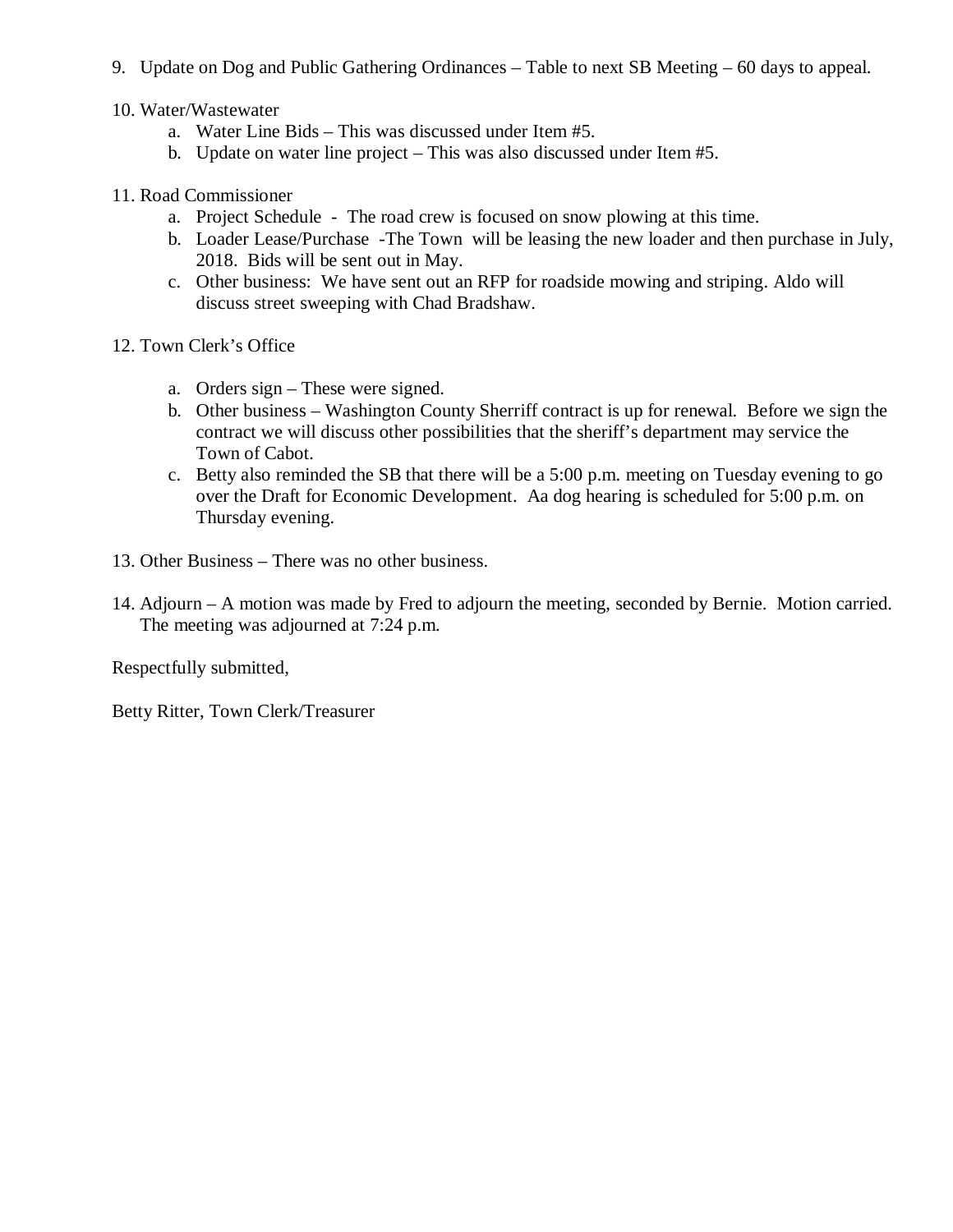9. Update on Dog and Public Gathering Ordinances – Table to next SB Meeting – 60 days to appeal.

10. Water/Wastewater
    a. Water Line Bids – This was discussed under Item #5.
    b. Update on water line project – This was also discussed under Item #5.

11. Road Commissioner
    a. Project Schedule - The road crew is focused on snow plowing at this time.
    b. Loader Lease/Purchase -The Town will be leasing the new loader and then purchase in July, 2018. Bids will be sent out in May.
    c. Other business: We have sent out an RFP for roadside mowing and striping. Aldo will discuss street sweeping with Chad Bradshaw.

12. Town Clerk's Office

    a. Orders sign – These were signed.
    b. Other business – Washington County Sherriff contract is up for renewal. Before we sign the contract we will discuss other possibilities that the sheriff's department may service the Town of Cabot.
    c. Betty also reminded the SB that there will be a 5:00 p.m. meeting on Tuesday evening to go over the Draft for Economic Development. Aa dog hearing is scheduled for 5:00 p.m. on Thursday evening.

13. Other Business – There was no other business.

14. Adjourn – A motion was made by Fred to adjourn the meeting, seconded by Bernie. Motion carried. The meeting was adjourned at 7:24 p.m.

Respectfully submitted,

Betty Ritter, Town Clerk/Treasurer